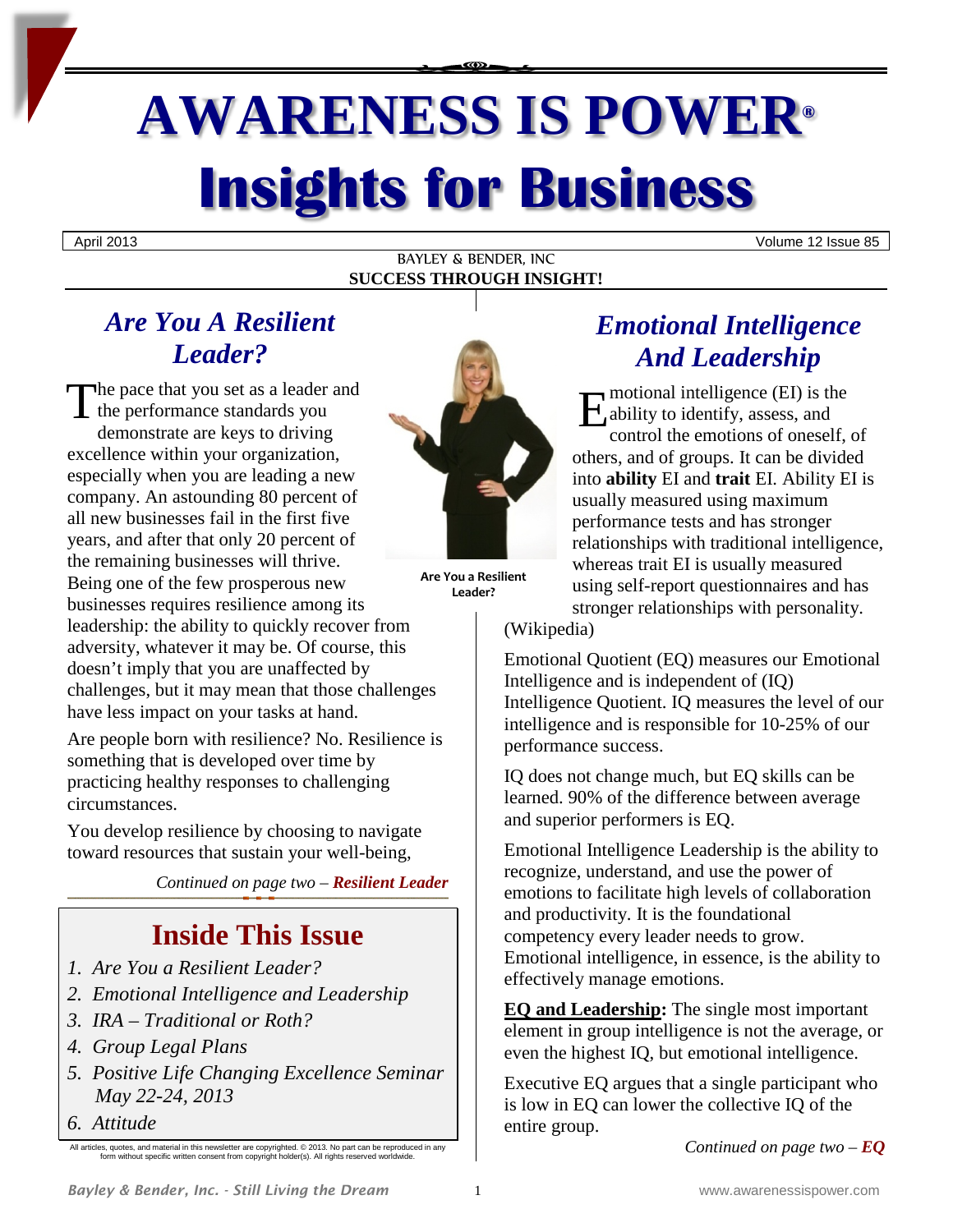# AWARENESS IS POWER®

# Insights for Business

April 2013 Volume 12 Issue 85

BAYLEY & BENDER, INC

**SUCCESS THROUGH INSIGHT!**

## *Are You A Resilient Leader?*

The pace that you set as a leader and the performance standards you demonstrate are keys to driving excellence within your organization, especially when you are leading a new company. An astounding 80 percent of all new businesses fail in the first five years, and after that only 20 percent of the remaining businesses will thrive. Being one of the few prosperous new businesses requires resilience among its leadership: the ability to quickly recover from adversity, whatever it may be. Of course, this doesn't imply that you are unaffected by challenges, but it may mean that those challenges have less impact on your tasks at hand.

Are people born with resilience? No. Resilience is something that is developed over time by practicing healthy responses to challenging circumstances.

You develop resilience by choosing to navigate toward resources that sustain your well-being,

*Continued on page two – **Resilient Leader***

**Are You a Resilient Leader?**

## Inside This Issue

1. *Are You a Resilient Leader?*
2. *Emotional Intelligence and Leadership*
3. *IRA – Traditional or Roth?*
4. *Group Legal Plans*
5. *Positive Life Changing Excellence Seminar May 22-24, 2013*
6. *Attitude*

All articles, quotes, and material in this newsletter are copyrighted. © 2013. No part can be reproduced in any form without specific written consent from copyright holder(s). All rights reserved worldwide.

## *Emotional Intelligence And Leadership*

Emotional intelligence (EI) is the ability to identify, assess, and control the emotions of oneself, of others, and of groups. It can be divided into **ability** EI and **trait** EI. Ability EI is usually measured using maximum performance tests and has stronger relationships with traditional intelligence, whereas trait EI is usually measured using self-report questionnaires and has stronger relationships with personality. (Wikipedia)

Emotional Quotient (EQ) measures our Emotional Intelligence and is independent of (IQ) Intelligence Quotient. IQ measures the level of our intelligence and is responsible for 10-25% of our performance success.

IQ does not change much, but EQ skills can be learned. 90% of the difference between average and superior performers is EQ.

Emotional Intelligence Leadership is the ability to recognize, understand, and use the power of emotions to facilitate high levels of collaboration and productivity. It is the foundational competency every leader needs to grow. Emotional intelligence, in essence, is the ability to effectively manage emotions.

**EQ and Leadership:** The single most important element in group intelligence is not the average, or even the highest IQ, but emotional intelligence.

Executive EQ argues that a single participant who is low in EQ can lower the collective IQ of the entire group.

*Continued on page two – **EQ***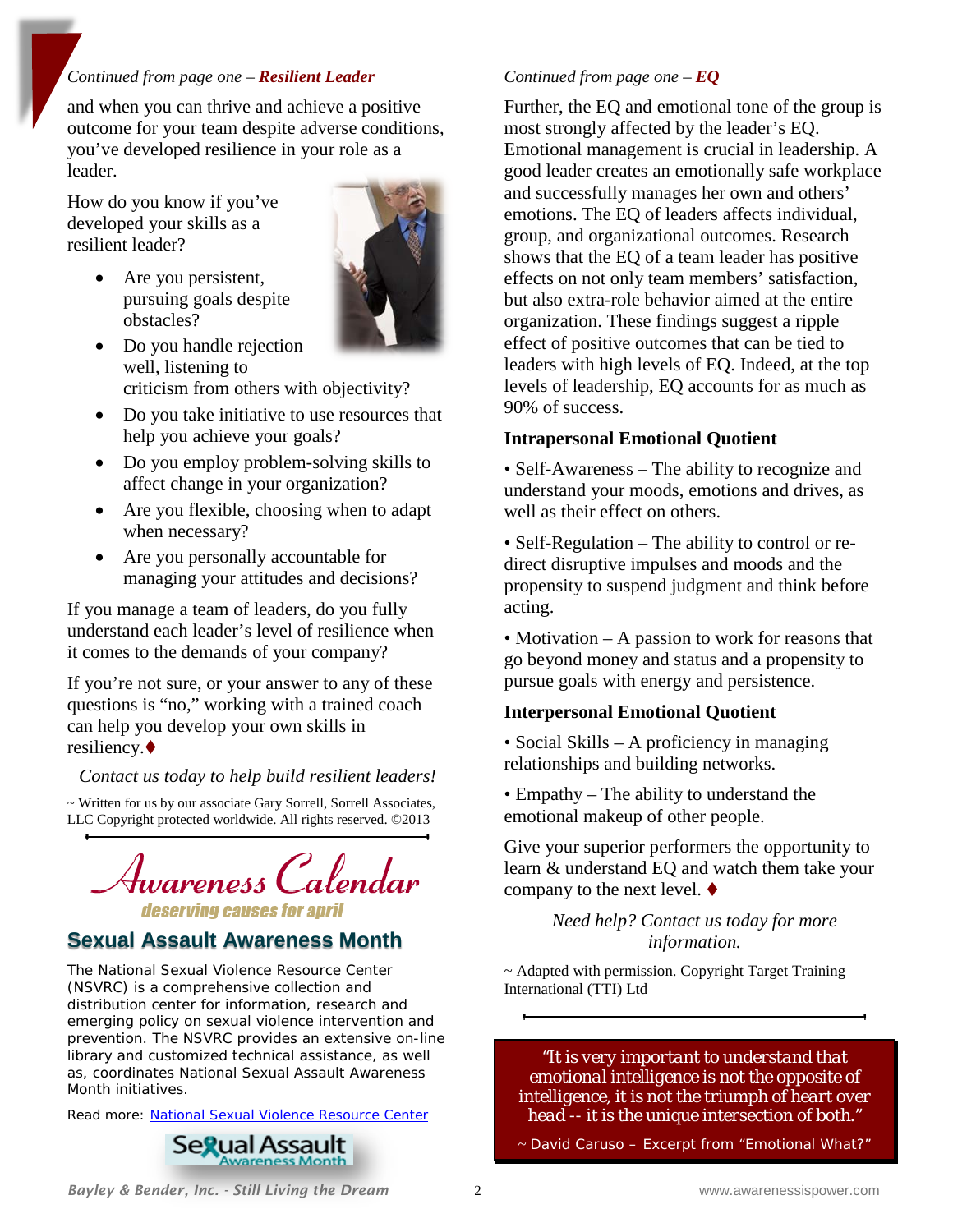*Continued from page one –* ***Resilient Leader***

and when you can thrive and achieve a positive outcome for your team despite adverse conditions, you've developed resilience in your role as a leader.

How do you know if you've developed your skills as a resilient leader?

- Are you persistent, pursuing goals despite obstacles?
- Do you handle rejection well, listening to criticism from others with objectivity?
- Do you take initiative to use resources that help you achieve your goals?
- Do you employ problem-solving skills to affect change in your organization?
- Are you flexible, choosing when to adapt when necessary?
- Are you personally accountable for managing your attitudes and decisions?

If you manage a team of leaders, do you fully understand each leader's level of resilience when it comes to the demands of your company?

If you're not sure, or your answer to any of these questions is "no," working with a trained coach can help you develop your own skills in resiliency.♦

*Contact us today to help build resilient leaders!*

~ Written for us by our associate Gary Sorrell, Sorrell Associates, LLC Copyright protected worldwide. All rights reserved. ©2013

# Awareness Calendar

*deserving causes for april*

## Sexual Assault Awareness Month

The National Sexual Violence Resource Center (NSVRC) is a comprehensive collection and distribution center for information, research and emerging policy on sexual violence intervention and prevention. The NSVRC provides an extensive on-line library and customized technical assistance, as well as, coordinates National Sexual Assault Awareness Month initiatives.

Read more: National Sexual Violence Resource Center

Sexual Assault Awareness Month

*Continued from page one –* ***EQ***

Further, the EQ and emotional tone of the group is most strongly affected by the leader's EQ. Emotional management is crucial in leadership. A good leader creates an emotionally safe workplace and successfully manages her own and others' emotions. The EQ of leaders affects individual, group, and organizational outcomes. Research shows that the EQ of a team leader has positive effects on not only team members' satisfaction, but also extra-role behavior aimed at the entire organization. These findings suggest a ripple effect of positive outcomes that can be tied to leaders with high levels of EQ. Indeed, at the top levels of leadership, EQ accounts for as much as 90% of success.

### Intrapersonal Emotional Quotient

• Self-Awareness – The ability to recognize and understand your moods, emotions and drives, as well as their effect on others.

• Self-Regulation – The ability to control or re-direct disruptive impulses and moods and the propensity to suspend judgment and think before acting.

• Motivation – A passion to work for reasons that go beyond money and status and a propensity to pursue goals with energy and persistence.

### Interpersonal Emotional Quotient

• Social Skills – A proficiency in managing relationships and building networks.

• Empathy – The ability to understand the emotional makeup of other people.

Give your superior performers the opportunity to learn & understand EQ and watch them take your company to the next level. ♦

*Need help? Contact us today for more information.*

~ Adapted with permission. Copyright Target Training International (TTI) Ltd

*"It is very important to understand that emotional intelligence is not the opposite of intelligence, it is not the triumph of heart over head -- it is the unique intersection of both."*

~ David Caruso – Excerpt from "Emotional What?"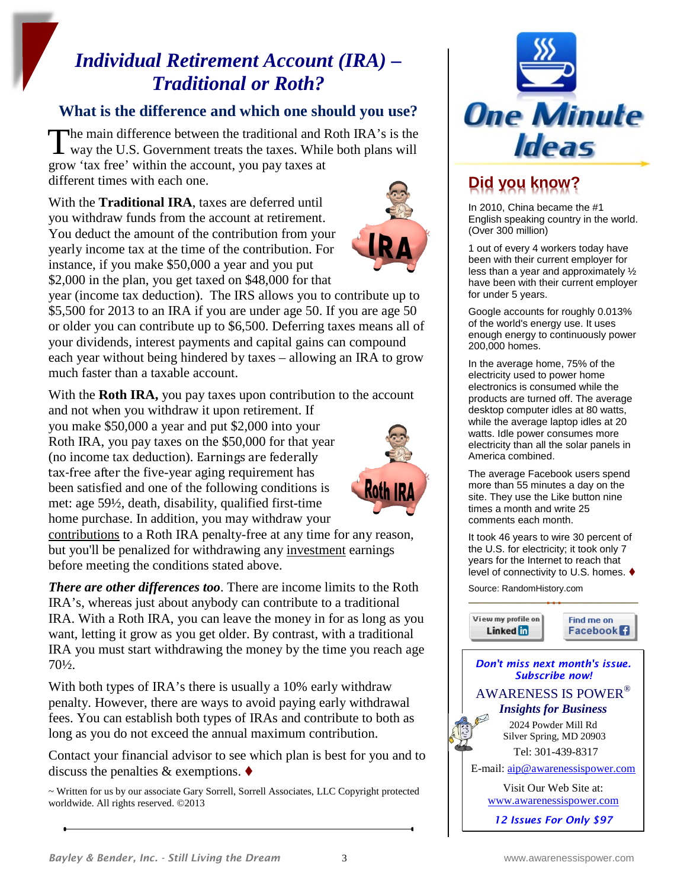# *Individual Retirement Account (IRA) – Traditional or Roth?*

## What is the difference and which one should you use?

The main difference between the traditional and Roth IRA's is the way the U.S. Government treats the taxes. While both plans will grow 'tax free' within the account, you pay taxes at different times with each one.

With the **Traditional IRA**, taxes are deferred until you withdraw funds from the account at retirement. You deduct the amount of the contribution from your yearly income tax at the time of the contribution. For instance, if you make $50,000 a year and you put $2,000 in the plan, you get taxed on $48,000 for that year (income tax deduction). The IRS allows you to contribute up to $5,500 for 2013 to an IRA if you are under age 50. If you are age 50 or older you can contribute up to $6,500. Deferring taxes means all of your dividends, interest payments and capital gains can compound each year without being hindered by taxes – allowing an IRA to grow much faster than a taxable account.

With the **Roth IRA,** you pay taxes upon contribution to the account and not when you withdraw it upon retirement. If you make $50,000 a year and put $2,000 into your Roth IRA, you pay taxes on the $50,000 for that year (no income tax deduction). Earnings are federally tax-free after the five-year aging requirement has been satisfied and one of the following conditions is met: age 59½, death, disability, qualified first-time home purchase. In addition, you may withdraw your contributions to a Roth IRA penalty-free at any time for any reason, but you'll be penalized for withdrawing any investment earnings before meeting the conditions stated above.

***There are other differences too***. There are income limits to the Roth IRA's, whereas just about anybody can contribute to a traditional IRA. With a Roth IRA, you can leave the money in for as long as you want, letting it grow as you get older. By contrast, with a traditional IRA you must start withdrawing the money by the time you reach age 70½.

With both types of IRA's there is usually a 10% early withdraw penalty. However, there are ways to avoid paying early withdrawal fees. You can establish both types of IRAs and contribute to both as long as you do not exceed the annual maximum contribution.

Contact your financial advisor to see which plan is best for you and to discuss the penalties & exemptions. ♦

~ Written for us by our associate Gary Sorrell, Sorrell Associates, LLC Copyright protected worldwide. All rights reserved. ©2013

# One Minute Ideas

## Did you know?

In 2010, China became the #1 English speaking country in the world. (Over 300 million)

1 out of every 4 workers today have been with their current employer for less than a year and approximately ½ have been with their current employer for under 5 years.

Google accounts for roughly 0.013% of the world's energy use. It uses enough energy to continuously power 200,000 homes.

In the average home, 75% of the electricity used to power home electronics is consumed while the products are turned off. The average desktop computer idles at 80 watts, while the average laptop idles at 20 watts. Idle power consumes more electricity than all the solar panels in America combined.

The average Facebook users spend more than 55 minutes a day on the site. They use the Like button nine times a month and write 25 comments each month.

It took 46 years to wire 30 percent of the U.S. for electricity; it took only 7 years for the Internet to reach that level of connectivity to U.S. homes. ♦

Source: RandomHistory.com

View my profile on LinkedIn | Find me on Facebook

***Don't miss next month's issue. Subscribe now!***

AWARENESS IS POWER®
***Insights for Business***
2024 Powder Mill Rd
Silver Spring, MD 20903
Tel: 301-439-8317
E-mail: aip@awarenessispower.com

Visit Our Web Site at:
www.awarenessispower.com

***12 Issues For Only $97***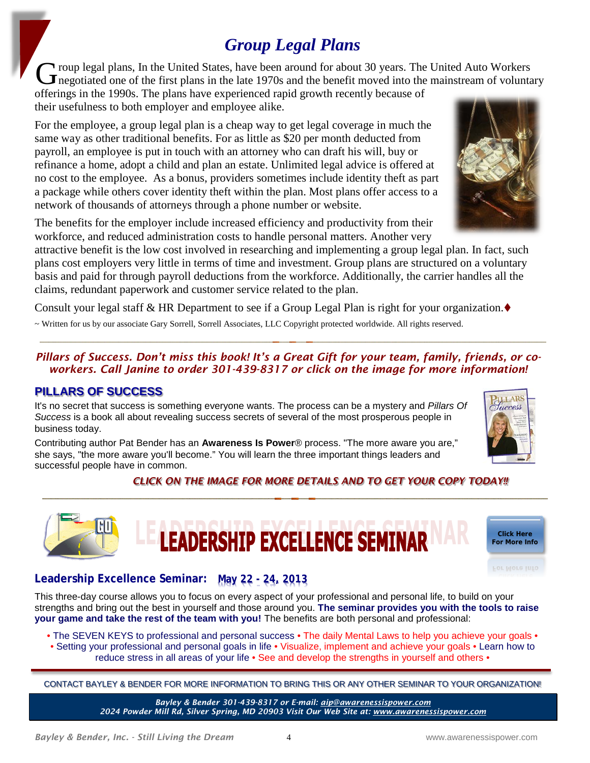# Group Legal Plans

Group legal plans, In the United States, have been around for about 30 years. The United Auto Workers negotiated one of the first plans in the late 1970s and the benefit moved into the mainstream of voluntary offerings in the 1990s. The plans have experienced rapid growth recently because of their usefulness to both employer and employee alike.

For the employee, a group legal plan is a cheap way to get legal coverage in much the same way as other traditional benefits. For as little as $20 per month deducted from payroll, an employee is put in touch with an attorney who can draft his will, buy or refinance a home, adopt a child and plan an estate. Unlimited legal advice is offered at no cost to the employee. As a bonus, providers sometimes include identity theft as part a package while others cover identity theft within the plan. Most plans offer access to a network of thousands of attorneys through a phone number or website.

The benefits for the employer include increased efficiency and productivity from their workforce, and reduced administration costs to handle personal matters. Another very attractive benefit is the low cost involved in researching and implementing a group legal plan. In fact, such plans cost employers very little in terms of time and investment. Group plans are structured on a voluntary basis and paid for through payroll deductions from the workforce. Additionally, the carrier handles all the claims, redundant paperwork and customer service related to the plan.

Consult your legal staff & HR Department to see if a Group Legal Plan is right for your organization.♦

~ Written for us by our associate Gary Sorrell, Sorrell Associates, LLC Copyright protected worldwide. All rights reserved.

---

*Pillars of Success. Don't miss this book! It's a Great Gift for your team, family, friends, or co-workers. Call Janine to order 301-439-8317 or click on the image for more information!*

## PILLARS OF SUCCESS

It's no secret that success is something everyone wants. The process can be a mystery and *Pillars Of Success* is a book all about revealing success secrets of several of the most prosperous people in business today.

Contributing author Pat Bender has an **Awareness Is Power**® process. "The more aware you are," she says, "the more aware you'll become." You will learn the three important things leaders and successful people have in common.

*CLICK ON THE IMAGE FOR MORE DETAILS AND TO GET YOUR COPY TODAY!!*

---

## LEADERSHIP EXCELLENCE SEMINAR

Click Here For More Info

### Leadership Excellence Seminar: May 22 - 24, 2013

This three-day course allows you to focus on every aspect of your professional and personal life, to build on your strengths and bring out the best in yourself and those around you. **The seminar provides you with the tools to raise your game and take the rest of the team with you!** The benefits are both personal and professional:

• The SEVEN KEYS to professional and personal success • The daily Mental Laws to help you achieve your goals • • Setting your professional and personal goals in life • Visualize, implement and achieve your goals • Learn how to reduce stress in all areas of your life • See and develop the strengths in yourself and others •

CONTACT BAYLEY & BENDER FOR MORE INFORMATION TO BRING THIS OR ANY OTHER SEMINAR TO YOUR ORGANIZATION!

*Bayley & Bender 301-439-8317 or E-mail: aip@awarenessispower.com*
*2024 Powder Mill Rd, Silver Spring, MD 20903 Visit Our Web Site at: www.awarenessispower.com*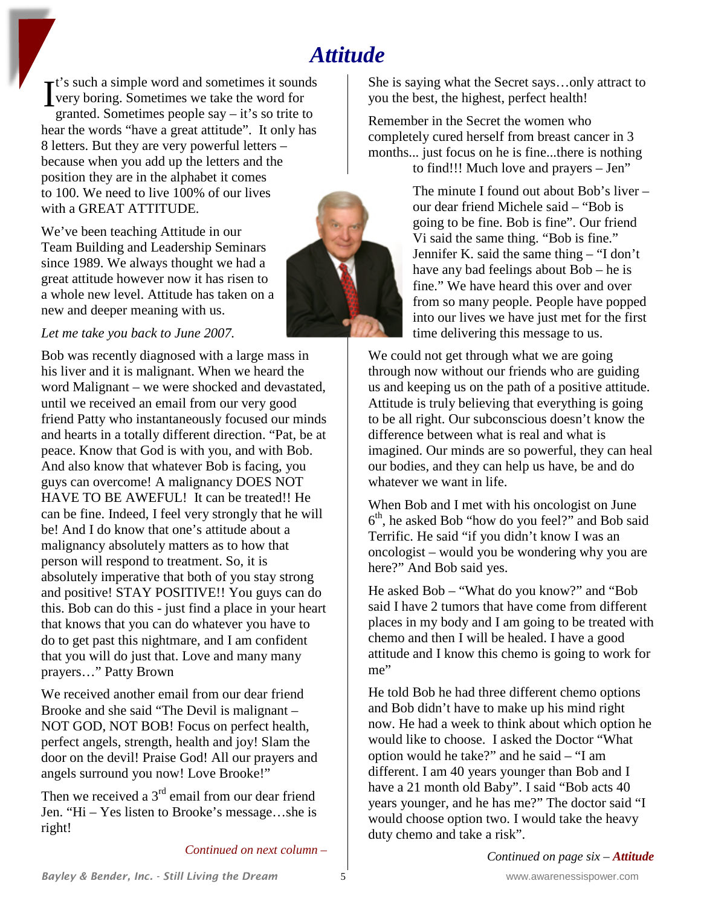# Attitude

It's such a simple word and sometimes it sounds very boring. Sometimes we take the word for granted. Sometimes people say – it's so trite to hear the words "have a great attitude". It only has 8 letters. But they are very powerful letters – because when you add up the letters and the position they are in the alphabet it comes to 100. We need to live 100% of our lives with a GREAT ATTITUDE.

We've been teaching Attitude in our Team Building and Leadership Seminars since 1989. We always thought we had a great attitude however now it has risen to a whole new level. Attitude has taken on a new and deeper meaning with us.

*Let me take you back to June 2007.*

Bob was recently diagnosed with a large mass in his liver and it is malignant. When we heard the word Malignant – we were shocked and devastated, until we received an email from our very good friend Patty who instantaneously focused our minds and hearts in a totally different direction. "Pat, be at peace. Know that God is with you, and with Bob. And also know that whatever Bob is facing, you guys can overcome! A malignancy DOES NOT HAVE TO BE AWEFUL! It can be treated!! He can be fine. Indeed, I feel very strongly that he will be! And I do know that one's attitude about a malignancy absolutely matters as to how that person will respond to treatment. So, it is absolutely imperative that both of you stay strong and positive! STAY POSITIVE!! You guys can do this. Bob can do this - just find a place in your heart that knows that you can do whatever you have to do to get past this nightmare, and I am confident that you will do just that. Love and many many prayers…" Patty Brown

We received another email from our dear friend Brooke and she said "The Devil is malignant – NOT GOD, NOT BOB! Focus on perfect health, perfect angels, strength, health and joy! Slam the door on the devil! Praise God! All our prayers and angels surround you now! Love Brooke!"

Then we received a 3rd email from our dear friend Jen. "Hi – Yes listen to Brooke's message…she is right!

*Continued on next column –*

She is saying what the Secret says…only attract to you the best, the highest, perfect health!

Remember in the Secret the women who completely cured herself from breast cancer in 3 months... just focus on he is fine...there is nothing to find!!! Much love and prayers – Jen"

The minute I found out about Bob's liver – our dear friend Michele said – "Bob is going to be fine. Bob is fine". Our friend Vi said the same thing. "Bob is fine." Jennifer K. said the same thing – "I don't have any bad feelings about Bob – he is fine." We have heard this over and over from so many people. People have popped into our lives we have just met for the first time delivering this message to us.

We could not get through what we are going through now without our friends who are guiding us and keeping us on the path of a positive attitude. Attitude is truly believing that everything is going to be all right. Our subconscious doesn't know the difference between what is real and what is imagined. Our minds are so powerful, they can heal our bodies, and they can help us have, be and do whatever we want in life.

When Bob and I met with his oncologist on June 6th, he asked Bob "how do you feel?" and Bob said Terrific. He said "if you didn't know I was an oncologist – would you be wondering why you are here?" And Bob said yes.

He asked Bob – "What do you know?" and "Bob said I have 2 tumors that have come from different places in my body and I am going to be treated with chemo and then I will be healed. I have a good attitude and I know this chemo is going to work for me"

He told Bob he had three different chemo options and Bob didn't have to make up his mind right now. He had a week to think about which option he would like to choose. I asked the Doctor "What option would he take?" and he said – "I am different. I am 40 years younger than Bob and I have a 21 month old Baby". I said "Bob acts 40 years younger, and he has me?" The doctor said "I would choose option two. I would take the heavy duty chemo and take a risk".

*Continued on page six – **Attitude***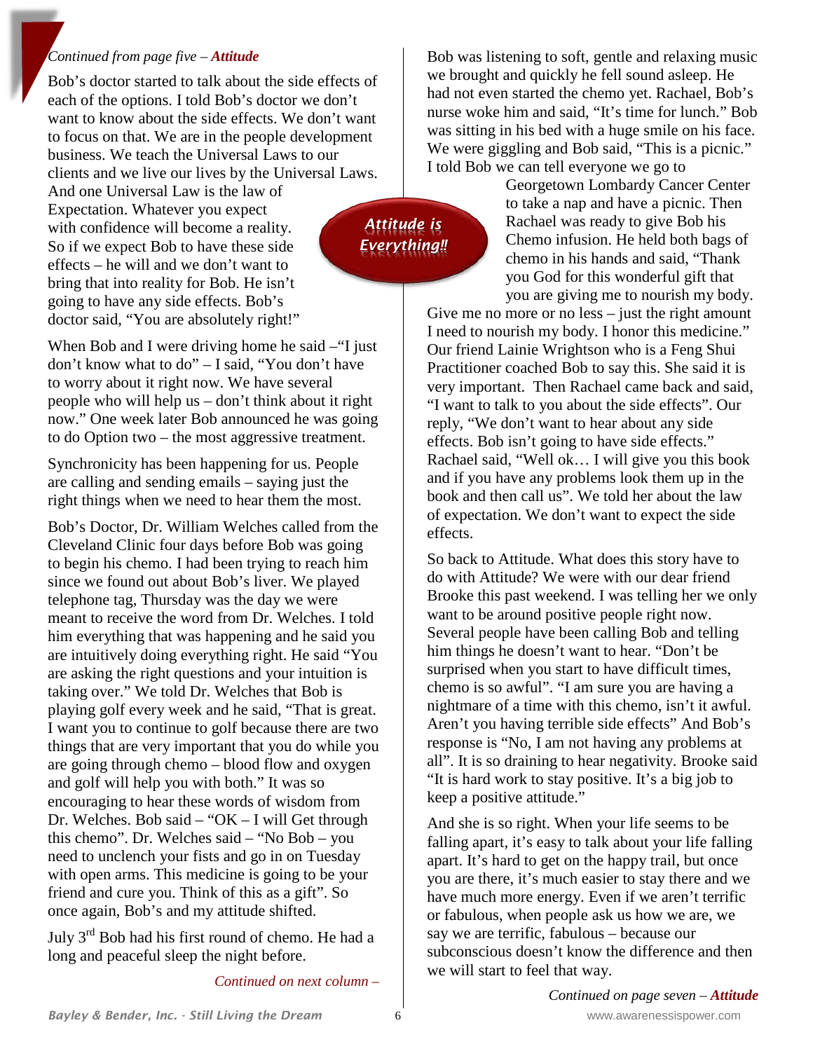*Continued from page five – **Attitude***

Bob's doctor started to talk about the side effects of each of the options. I told Bob's doctor we don't want to know about the side effects. We don't want to focus on that. We are in the people development business. We teach the Universal Laws to our clients and we live our lives by the Universal Laws. And one Universal Law is the law of Expectation. Whatever you expect with confidence will become a reality. So if we expect Bob to have these side effects – he will and we don't want to bring that into reality for Bob. He isn't going to have any side effects. Bob's doctor said, "You are absolutely right!"

**Attitude is Everything!!**

When Bob and I were driving home he said –"I just don't know what to do" – I said, "You don't have to worry about it right now. We have several people who will help us – don't think about it right now." One week later Bob announced he was going to do Option two – the most aggressive treatment.

Synchronicity has been happening for us. People are calling and sending emails – saying just the right things when we need to hear them the most.

Bob's Doctor, Dr. William Welches called from the Cleveland Clinic four days before Bob was going to begin his chemo. I had been trying to reach him since we found out about Bob's liver. We played telephone tag, Thursday was the day we were meant to receive the word from Dr. Welches. I told him everything that was happening and he said you are intuitively doing everything right. He said "You are asking the right questions and your intuition is taking over." We told Dr. Welches that Bob is playing golf every week and he said, "That is great. I want you to continue to golf because there are two things that are very important that you do while you are going through chemo – blood flow and oxygen and golf will help you with both." It was so encouraging to hear these words of wisdom from Dr. Welches. Bob said – "OK – I will Get through this chemo". Dr. Welches said – "No Bob – you need to unclench your fists and go in on Tuesday with open arms. This medicine is going to be your friend and cure you. Think of this as a gift". So once again, Bob's and my attitude shifted.

July 3rd Bob had his first round of chemo. He had a long and peaceful sleep the night before.

*Continued on next column –*

Bob was listening to soft, gentle and relaxing music we brought and quickly he fell sound asleep. He had not even started the chemo yet. Rachael, Bob's nurse woke him and said, "It's time for lunch." Bob was sitting in his bed with a huge smile on his face. We were giggling and Bob said, "This is a picnic." I told Bob we can tell everyone we go to Georgetown Lombardy Cancer Center to take a nap and have a picnic. Then Rachael was ready to give Bob his Chemo infusion. He held both bags of chemo in his hands and said, "Thank you God for this wonderful gift that you are giving me to nourish my body. Give me no more or no less – just the right amount I need to nourish my body. I honor this medicine." Our friend Lainie Wrightson who is a Feng Shui Practitioner coached Bob to say this. She said it is very important. Then Rachael came back and said, "I want to talk to you about the side effects". Our reply, "We don't want to hear about any side effects. Bob isn't going to have side effects." Rachael said, "Well ok… I will give you this book and if you have any problems look them up in the book and then call us". We told her about the law of expectation. We don't want to expect the side effects.

So back to Attitude. What does this story have to do with Attitude? We were with our dear friend Brooke this past weekend. I was telling her we only want to be around positive people right now. Several people have been calling Bob and telling him things he doesn't want to hear. "Don't be surprised when you start to have difficult times, chemo is so awful". "I am sure you are having a nightmare of a time with this chemo, isn't it awful. Aren't you having terrible side effects" And Bob's response is "No, I am not having any problems at all". It is so draining to hear negativity. Brooke said "It is hard work to stay positive. It's a big job to keep a positive attitude."

And she is so right. When your life seems to be falling apart, it's easy to talk about your life falling apart. It's hard to get on the happy trail, but once you are there, it's much easier to stay there and we have much more energy. Even if we aren't terrific or fabulous, when people ask us how we are, we say we are terrific, fabulous – because our subconscious doesn't know the difference and then we will start to feel that way.

*Continued on page seven – **Attitude***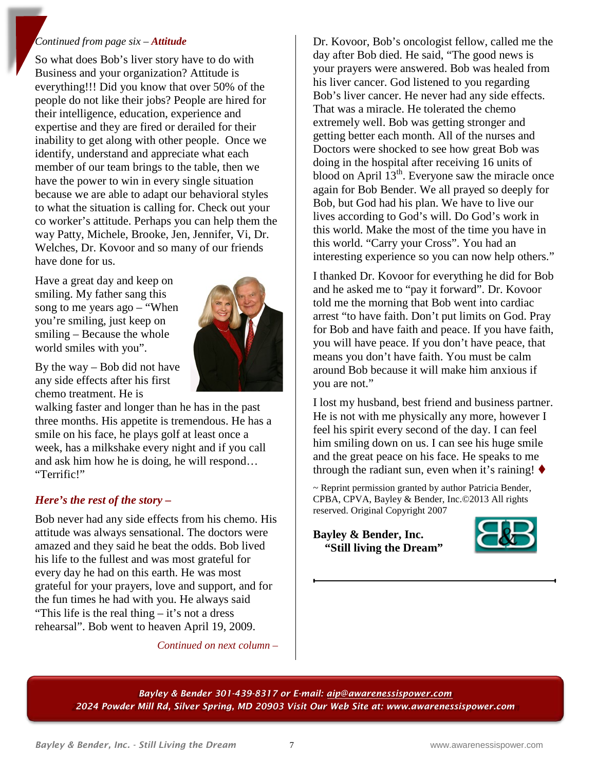*Continued from page six – **Attitude***

So what does Bob's liver story have to do with Business and your organization? Attitude is everything!!! Did you know that over 50% of the people do not like their jobs? People are hired for their intelligence, education, experience and expertise and they are fired or derailed for their inability to get along with other people. Once we identify, understand and appreciate what each member of our team brings to the table, then we have the power to win in every single situation because we are able to adapt our behavioral styles to what the situation is calling for. Check out your co worker's attitude. Perhaps you can help them the way Patty, Michele, Brooke, Jen, Jennifer, Vi, Dr. Welches, Dr. Kovoor and so many of our friends have done for us.

Have a great day and keep on smiling. My father sang this song to me years ago – "When you're smiling, just keep on smiling – Because the whole world smiles with you".

By the way – Bob did not have any side effects after his first chemo treatment. He is walking faster and longer than he has in the past three months. His appetite is tremendous. He has a smile on his face, he plays golf at least once a week, has a milkshake every night and if you call and ask him how he is doing, he will respond… "Terrific!"

***Here's the rest of the story –***

Bob never had any side effects from his chemo. His attitude was always sensational. The doctors were amazed and they said he beat the odds. Bob lived his life to the fullest and was most grateful for every day he had on this earth. He was most grateful for your prayers, love and support, and for the fun times he had with you. He always said "This life is the real thing – it's not a dress rehearsal". Bob went to heaven April 19, 2009.

*Continued on next column –*

Dr. Kovoor, Bob's oncologist fellow, called me the day after Bob died. He said, "The good news is your prayers were answered. Bob was healed from his liver cancer. God listened to you regarding Bob's liver cancer. He never had any side effects. That was a miracle. He tolerated the chemo extremely well. Bob was getting stronger and getting better each month. All of the nurses and Doctors were shocked to see how great Bob was doing in the hospital after receiving 16 units of blood on April 13th. Everyone saw the miracle once again for Bob Bender. We all prayed so deeply for Bob, but God had his plan. We have to live our lives according to God's will. Do God's work in this world. Make the most of the time you have in this world. "Carry your Cross". You had an interesting experience so you can now help others."

I thanked Dr. Kovoor for everything he did for Bob and he asked me to "pay it forward". Dr. Kovoor told me the morning that Bob went into cardiac arrest "to have faith. Don't put limits on God. Pray for Bob and have faith and peace. If you have faith, you will have peace. If you don't have peace, that means you don't have faith. You must be calm around Bob because it will make him anxious if you are not."

I lost my husband, best friend and business partner. He is not with me physically any more, however I feel his spirit every second of the day. I can feel him smiling down on us. I can see his huge smile and the great peace on his face. He speaks to me through the radiant sun, even when it's raining! ♦

~ Reprint permission granted by author Patricia Bender, CPBA, CPVA, Bayley & Bender, Inc.©2013 All rights reserved. Original Copyright 2007

**Bayley & Bender, Inc.**
**"Still living the Dream"**

***Bayley & Bender 301-439-8317 or E-mail: aip@awarenessispower.com***
***2024 Powder Mill Rd, Silver Spring, MD 20903 Visit Our Web Site at: www.awarenessispower.com***